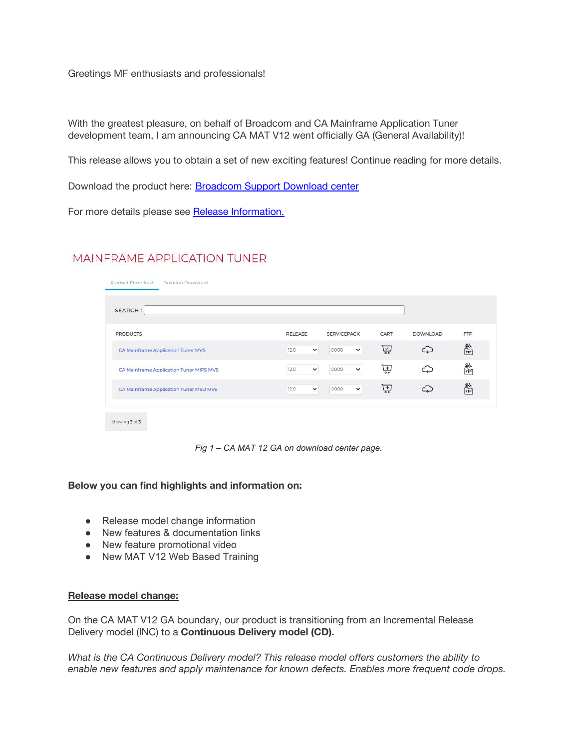Greetings MF enthusiasts and professionals!

With the greatest pleasure, on behalf of Broadcom and CA Mainframe Application Tuner development team, I am announcing CA MAT V12 went officially GA (General Availability)!

This release allows you to obtain a set of new exciting features! Continue reading for more details.

Download the product here: [Broadcom Support Download center]()

For more details please see [Release Information.]()

MAINFRAME APPLICATION TUNER

Product Download    Solution Download

SEARCH :

| PRODUCTS | RELEASE | SERVICEPACK | CART | DOWNLOAD | FTP |
|---|---|---|---|---|---|
| CA Mainframe Application Tuner MVS | 12.0 | 0000 | | | |
| CA Mainframe Application Tuner MIPS MVS | 12.0 | 0000 | | | |
| CA Mainframe Application Tuner MSU MVS | 12.0 | 0000 | | | |

Showing 3 of 3

*Fig 1 – CA MAT 12 GA on download center page.*

**Below you can find highlights and information on:**

- Release model change information
- New features & documentation links
- New feature promotional video
- New MAT V12 Web Based Training

**Release model change:**

On the CA MAT V12 GA boundary, our product is transitioning from an Incremental Release Delivery model (INC) to a **Continuous Delivery model (CD).**

*What is the CA Continuous Delivery model? This release model offers customers the ability to enable new features and apply maintenance for known defects. Enables more frequent code drops.*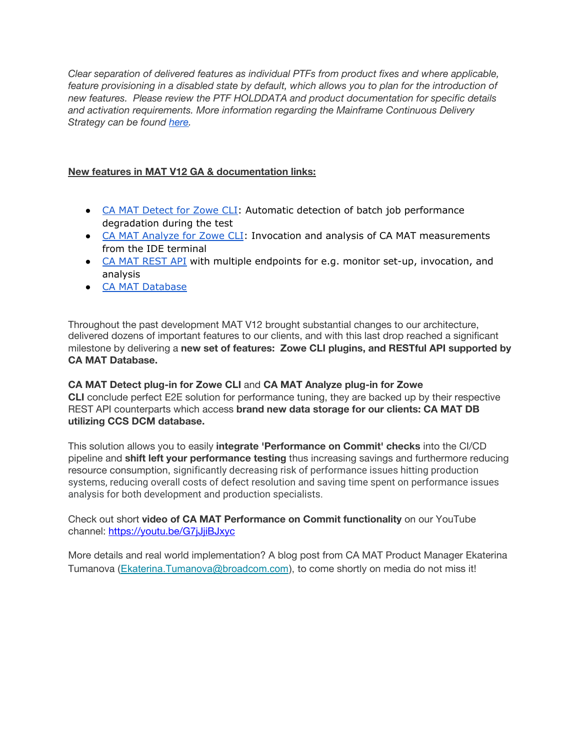*Clear separation of delivered features as individual PTFs from product fixes and where applicable, feature provisioning in a disabled state by default, which allows you to plan for the introduction of new features. Please review the PTF HOLDDATA and product documentation for specific details and activation requirements. More information regarding the Mainframe Continuous Delivery Strategy can be found here.*

**New features in MAT V12 GA & documentation links:**

- CA MAT Detect for Zowe CLI: Automatic detection of batch job performance degradation during the test
- CA MAT Analyze for Zowe CLI: Invocation and analysis of CA MAT measurements from the IDE terminal
- CA MAT REST API with multiple endpoints for e.g. monitor set-up, invocation, and analysis
- CA MAT Database

Throughout the past development MAT V12 brought substantial changes to our architecture, delivered dozens of important features to our clients, and with this last drop reached a significant milestone by delivering a **new set of features: Zowe CLI plugins, and RESTful API supported by CA MAT Database.**

**CA MAT Detect plug-in for Zowe CLI** and **CA MAT Analyze plug-in for Zowe CLI** conclude perfect E2E solution for performance tuning, they are backed up by their respective REST API counterparts which access **brand new data storage for our clients: CA MAT DB utilizing CCS DCM database.**

This solution allows you to easily **integrate 'Performance on Commit' checks** into the CI/CD pipeline and **shift left your performance testing** thus increasing savings and furthermore reducing resource consumption, significantly decreasing risk of performance issues hitting production systems, reducing overall costs of defect resolution and saving time spent on performance issues analysis for both development and production specialists.

Check out short **video of CA MAT Performance on Commit functionality** on our YouTube channel: https://youtu.be/G7jJjiBJxyc

More details and real world implementation? A blog post from CA MAT Product Manager Ekaterina Tumanova (Ekaterina.Tumanova@broadcom.com), to come shortly on media do not miss it!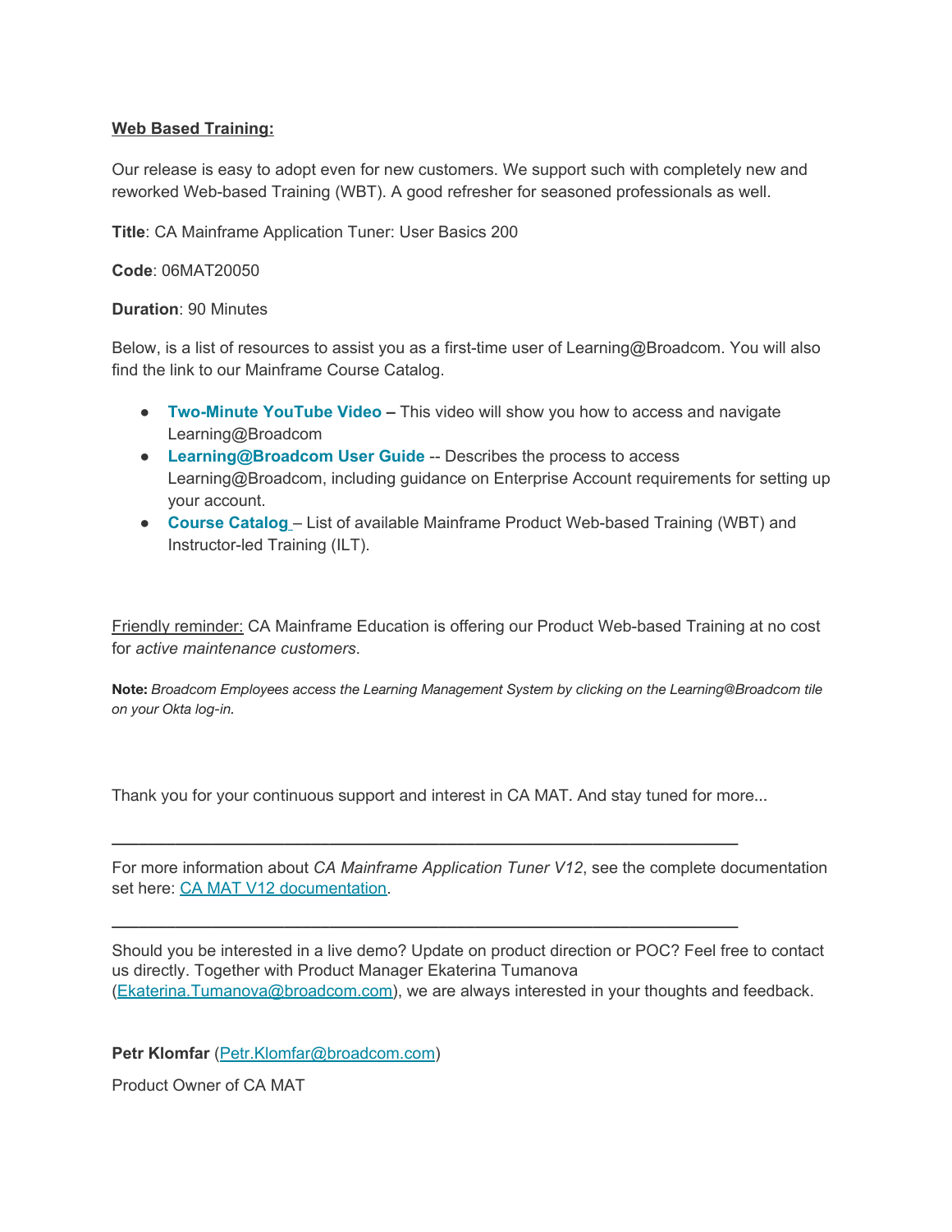**Web Based Training:**

Our release is easy to adopt even for new customers. We support such with completely new and reworked Web-based Training (WBT). A good refresher for seasoned professionals as well.

**Title**: CA Mainframe Application Tuner: User Basics 200

**Code**: 06MAT20050

**Duration**: 90 Minutes

Below, is a list of resources to assist you as a first-time user of Learning@Broadcom. You will also find the link to our Mainframe Course Catalog.

- **Two-Minute YouTube Video –** This video will show you how to access and navigate Learning@Broadcom
- **Learning@Broadcom User Guide** -- Describes the process to access Learning@Broadcom, including guidance on Enterprise Account requirements for setting up your account.
- **Course Catalog** – List of available Mainframe Product Web-based Training (WBT) and Instructor-led Training (ILT).

Friendly reminder: CA Mainframe Education is offering our Product Web-based Training at no cost for *active maintenance customers*.

**Note:** *Broadcom Employees access the Learning Management System by clicking on the Learning@Broadcom tile on your Okta log-in.*

Thank you for your continuous support and interest in CA MAT. And stay tuned for more...

---

For more information about *CA Mainframe Application Tuner V12*, see the complete documentation set here: CA MAT V12 documentation.

---

Should you be interested in a live demo? Update on product direction or POC? Feel free to contact us directly. Together with Product Manager Ekaterina Tumanova (Ekaterina.Tumanova@broadcom.com), we are always interested in your thoughts and feedback.

**Petr Klomfar** (Petr.Klomfar@broadcom.com)

Product Owner of CA MAT